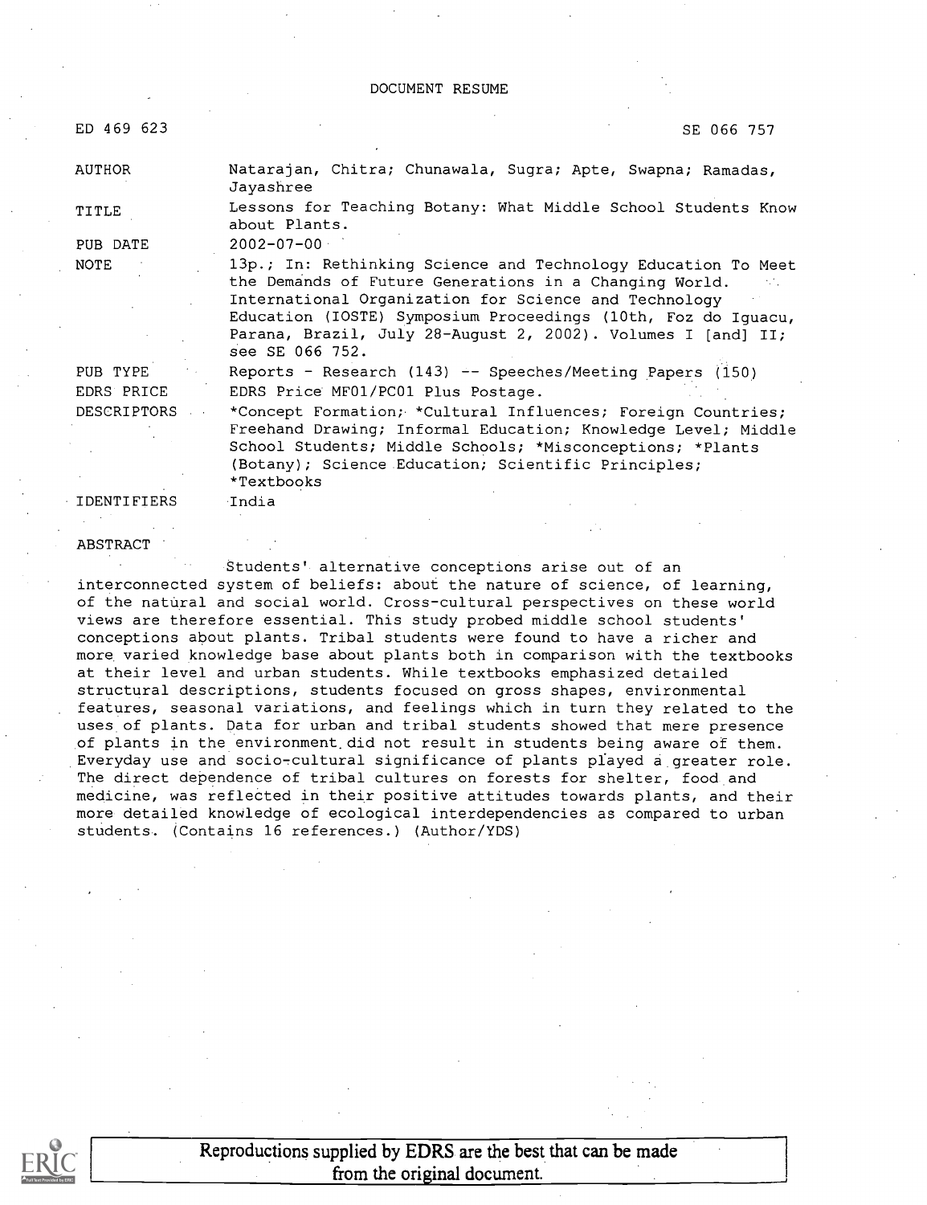DOCUMENT RESUME

| | |
|---|---|
| ED 469 623 | SE 066 757 |
| AUTHOR | Natarajan, Chitra; Chunawala, Sugra; Apte, Swapna; Ramadas, Jayashree |
| TITLE | Lessons for Teaching Botany: What Middle School Students Know about Plants. |
| PUB DATE | 2002-07-00 |
| NOTE | 13p.; In: Rethinking Science and Technology Education To Meet the Demands of Future Generations in a Changing World. International Organization for Science and Technology Education (IOSTE) Symposium Proceedings (10th, Foz do Iguacu, Parana, Brazil, July 28-August 2, 2002). Volumes I [and] II; see SE 066 752. |
| PUB TYPE | Reports - Research (143) -- Speeches/Meeting Papers (150) |
| EDRS PRICE | EDRS Price MF01/PC01 Plus Postage. |
| DESCRIPTORS | *Concept Formation; *Cultural Influences; Foreign Countries; Freehand Drawing; Informal Education; Knowledge Level; Middle School Students; Middle Schools; *Misconceptions; *Plants (Botany); Science Education; Scientific Principles; *Textbooks |
| IDENTIFIERS | India |

ABSTRACT

Students' alternative conceptions arise out of an interconnected system of beliefs: about the nature of science, of learning, of the natural and social world. Cross-cultural perspectives on these world views are therefore essential. This study probed middle school students' conceptions about plants. Tribal students were found to have a richer and more varied knowledge base about plants both in comparison with the textbooks at their level and urban students. While textbooks emphasized detailed structural descriptions, students focused on gross shapes, environmental features, seasonal variations, and feelings which in turn they related to the uses of plants. Data for urban and tribal students showed that mere presence of plants in the environment did not result in students being aware of them. Everyday use and socio-cultural significance of plants played a greater role. The direct dependence of tribal cultures on forests for shelter, food and medicine, was reflected in their positive attitudes towards plants, and their more detailed knowledge of ecological interdependencies as compared to urban students. (Contains 16 references.) (Author/YDS)

Reproductions supplied by EDRS are the best that can be made from the original document.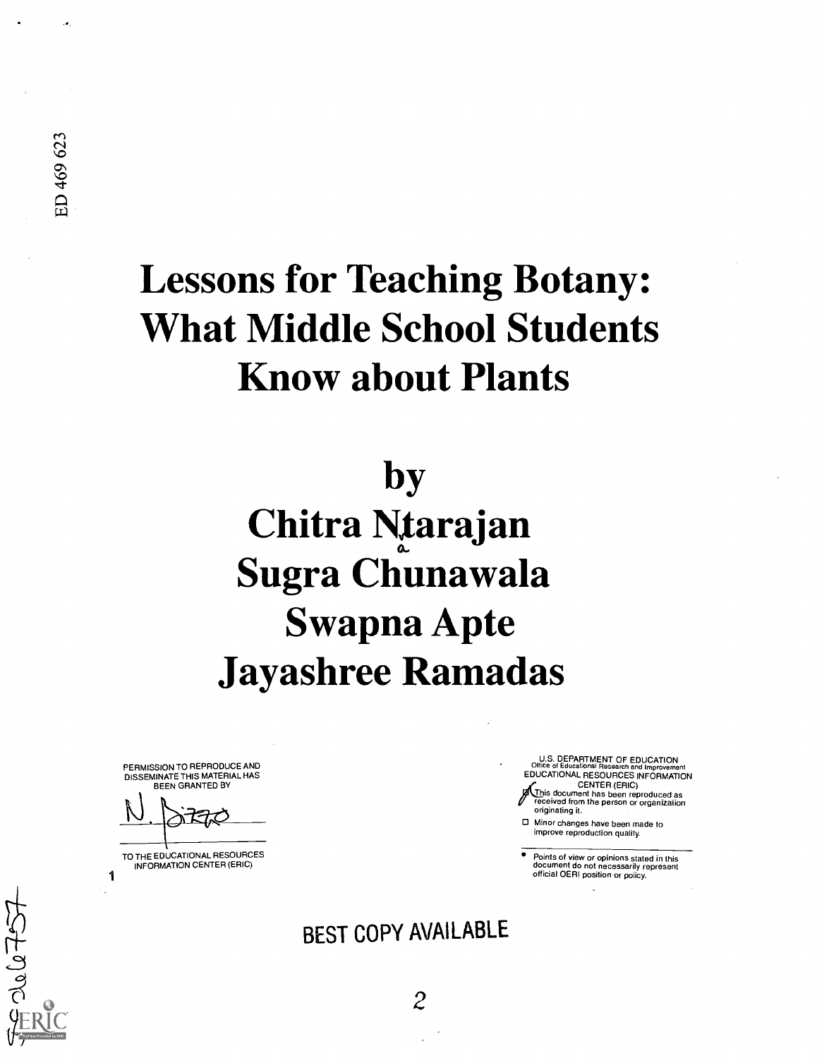ED 469 623

# Lessons for Teaching Botany: What Middle School Students Know about Plants

## by
## Chitra Ntarajan
## Sugra Chunawala
## Swapna Apte
## Jayashree Ramadas

PERMISSION TO REPRODUCE AND DISSEMINATE THIS MATERIAL HAS BEEN GRANTED BY

N. Bizzo

TO THE EDUCATIONAL RESOURCES INFORMATION CENTER (ERIC)

1

U.S. DEPARTMENT OF EDUCATION
Office of Educational Research and Improvement
EDUCATIONAL RESOURCES INFORMATION CENTER (ERIC)

- This document has been reproduced as received from the person or organization originating it.
- Minor changes have been made to improve reproduction quality.

- Points of view or opinions stated in this document do not necessarily represent official OERI position or policy.

BEST COPY AVAILABLE

SE 066 757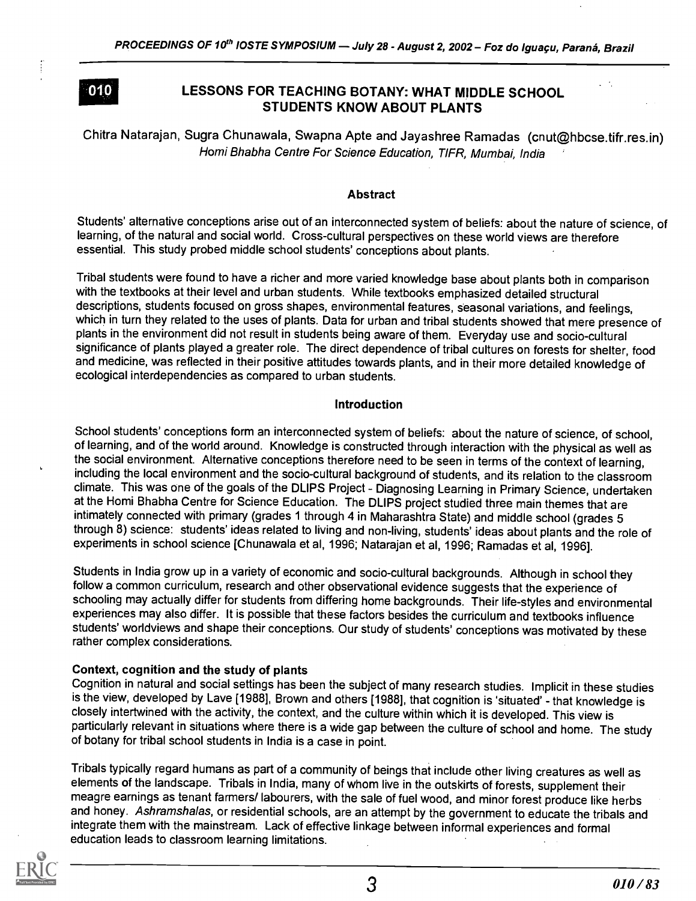010

# LESSONS FOR TEACHING BOTANY: WHAT MIDDLE SCHOOL STUDENTS KNOW ABOUT PLANTS

Chitra Natarajan, Sugra Chunawala, Swapna Apte and Jayashree Ramadas (cnut@hbcse.tifr.res.in)
*Homi Bhabha Centre For Science Education, TIFR, Mumbai, India*

## Abstract

Students' alternative conceptions arise out of an interconnected system of beliefs: about the nature of science, of learning, of the natural and social world. Cross-cultural perspectives on these world views are therefore essential. This study probed middle school students' conceptions about plants.

Tribal students were found to have a richer and more varied knowledge base about plants both in comparison with the textbooks at their level and urban students. While textbooks emphasized detailed structural descriptions, students focused on gross shapes, environmental features, seasonal variations, and feelings, which in turn they related to the uses of plants. Data for urban and tribal students showed that mere presence of plants in the environment did not result in students being aware of them. Everyday use and socio-cultural significance of plants played a greater role. The direct dependence of tribal cultures on forests for shelter, food and medicine, was reflected in their positive attitudes towards plants, and in their more detailed knowledge of ecological interdependencies as compared to urban students.

## Introduction

School students' conceptions form an interconnected system of beliefs: about the nature of science, of school, of learning, and of the world around. Knowledge is constructed through interaction with the physical as well as the social environment. Alternative conceptions therefore need to be seen in terms of the context of learning, including the local environment and the socio-cultural background of students, and its relation to the classroom climate. This was one of the goals of the DLIPS Project - Diagnosing Learning in Primary Science, undertaken at the Homi Bhabha Centre for Science Education. The DLIPS project studied three main themes that are intimately connected with primary (grades 1 through 4 in Maharashtra State) and middle school (grades 5 through 8) science: students' ideas related to living and non-living, students' ideas about plants and the role of experiments in school science [Chunawala et al, 1996; Natarajan et al, 1996; Ramadas et al, 1996].

Students in India grow up in a variety of economic and socio-cultural backgrounds. Although in school they follow a common curriculum, research and other observational evidence suggests that the experience of schooling may actually differ for students from differing home backgrounds. Their life-styles and environmental experiences may also differ. It is possible that these factors besides the curriculum and textbooks influence students' worldviews and shape their conceptions. Our study of students' conceptions was motivated by these rather complex considerations.

### Context, cognition and the study of plants

Cognition in natural and social settings has been the subject of many research studies. Implicit in these studies is the view, developed by Lave [1988], Brown and others [1988], that cognition is 'situated' - that knowledge is closely intertwined with the activity, the context, and the culture within which it is developed. This view is particularly relevant in situations where there is a wide gap between the culture of school and home. The study of botany for tribal school students in India is a case in point.

Tribals typically regard humans as part of a community of beings that include other living creatures as well as elements of the landscape. Tribals in India, many of whom live in the outskirts of forests, supplement their meagre earnings as tenant farmers/ labourers, with the sale of fuel wood, and minor forest produce like herbs and honey. *Ashramshalas*, or residential schools, are an attempt by the government to educate the tribals and integrate them with the mainstream. Lack of effective linkage between informal experiences and formal education leads to classroom learning limitations.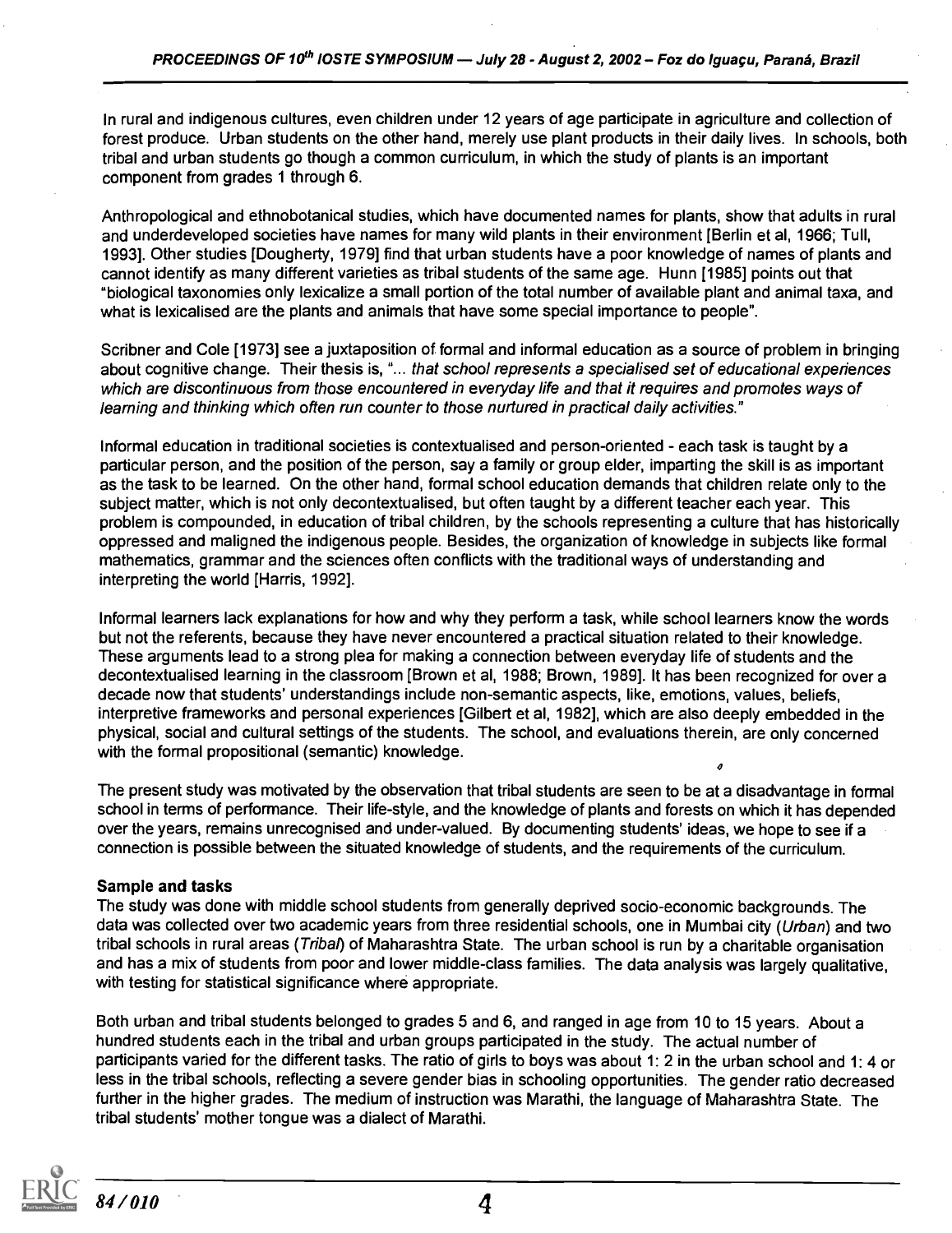In rural and indigenous cultures, even children under 12 years of age participate in agriculture and collection of forest produce. Urban students on the other hand, merely use plant products in their daily lives. In schools, both tribal and urban students go though a common curriculum, in which the study of plants is an important component from grades 1 through 6.

Anthropological and ethnobotanical studies, which have documented names for plants, show that adults in rural and underdeveloped societies have names for many wild plants in their environment [Berlin et al, 1966; Tull, 1993]. Other studies [Dougherty, 1979] find that urban students have a poor knowledge of names of plants and cannot identify as many different varieties as tribal students of the same age. Hunn [1985] points out that "biological taxonomies only lexicalize a small portion of the total number of available plant and animal taxa, and what is lexicalised are the plants and animals that have some special importance to people".

Scribner and Cole [1973] see a juxtaposition of formal and informal education as a source of problem in bringing about cognitive change. Their thesis is, "... *that school represents a specialised set of educational experiences which are discontinuous from those encountered in everyday life and that it requires and promotes ways of learning and thinking which often run counter to those nurtured in practical daily activities.*"

Informal education in traditional societies is contextualised and person-oriented - each task is taught by a particular person, and the position of the person, say a family or group elder, imparting the skill is as important as the task to be learned. On the other hand, formal school education demands that children relate only to the subject matter, which is not only decontextualised, but often taught by a different teacher each year. This problem is compounded, in education of tribal children, by the schools representing a culture that has historically oppressed and maligned the indigenous people. Besides, the organization of knowledge in subjects like formal mathematics, grammar and the sciences often conflicts with the traditional ways of understanding and interpreting the world [Harris, 1992].

Informal learners lack explanations for how and why they perform a task, while school learners know the words but not the referents, because they have never encountered a practical situation related to their knowledge. These arguments lead to a strong plea for making a connection between everyday life of students and the decontextualised learning in the classroom [Brown et al, 1988; Brown, 1989]. It has been recognized for over a decade now that students' understandings include non-semantic aspects, like, emotions, values, beliefs, interpretive frameworks and personal experiences [Gilbert et al, 1982], which are also deeply embedded in the physical, social and cultural settings of the students. The school, and evaluations therein, are only concerned with the formal propositional (semantic) knowledge.

The present study was motivated by the observation that tribal students are seen to be at a disadvantage in formal school in terms of performance. Their life-style, and the knowledge of plants and forests on which it has depended over the years, remains unrecognised and under-valued. By documenting students' ideas, we hope to see if a connection is possible between the situated knowledge of students, and the requirements of the curriculum.

### Sample and tasks

The study was done with middle school students from generally deprived socio-economic backgrounds. The data was collected over two academic years from three residential schools, one in Mumbai city (*Urban*) and two tribal schools in rural areas (*Tribal*) of Maharashtra State. The urban school is run by a charitable organisation and has a mix of students from poor and lower middle-class families. The data analysis was largely qualitative, with testing for statistical significance where appropriate.

Both urban and tribal students belonged to grades 5 and 6, and ranged in age from 10 to 15 years. About a hundred students each in the tribal and urban groups participated in the study. The actual number of participants varied for the different tasks. The ratio of girls to boys was about 1: 2 in the urban school and 1: 4 or less in the tribal schools, reflecting a severe gender bias in schooling opportunities. The gender ratio decreased further in the higher grades. The medium of instruction was Marathi, the language of Maharashtra State. The tribal students' mother tongue was a dialect of Marathi.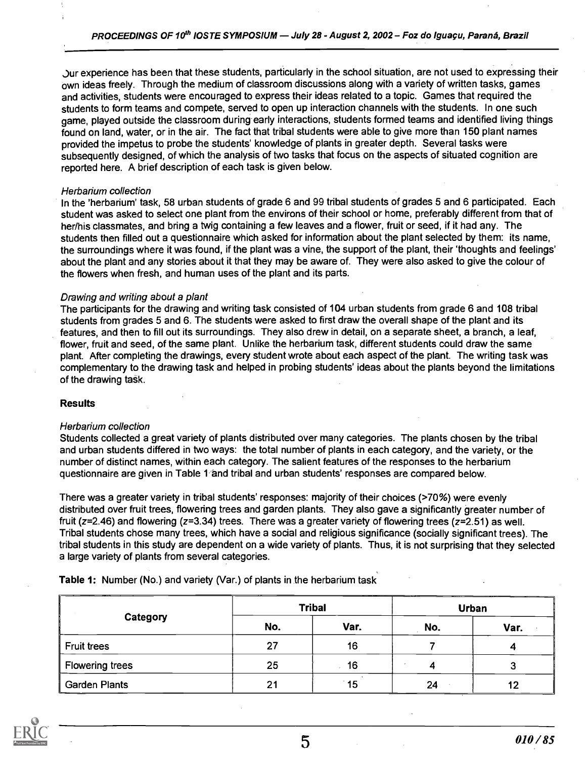Our experience has been that these students, particularly in the school situation, are not used to expressing their own ideas freely. Through the medium of classroom discussions along with a variety of written tasks, games and activities, students were encouraged to express their ideas related to a topic. Games that required the students to form teams and compete, served to open up interaction channels with the students. In one such game, played outside the classroom during early interactions, students formed teams and identified living things found on land, water, or in the air. The fact that tribal students were able to give more than 150 plant names provided the impetus to probe the students' knowledge of plants in greater depth. Several tasks were subsequently designed, of which the analysis of two tasks that focus on the aspects of situated cognition are reported here. A brief description of each task is given below.

*Herbarium collection*

In the 'herbarium' task, 58 urban students of grade 6 and 99 tribal students of grades 5 and 6 participated. Each student was asked to select one plant from the environs of their school or home, preferably different from that of her/his classmates, and bring a twig containing a few leaves and a flower, fruit or seed, if it had any. The students then filled out a questionnaire which asked for information about the plant selected by them: its name, the surroundings where it was found, if the plant was a vine, the support of the plant, their 'thoughts and feelings' about the plant and any stories about it that they may be aware of. They were also asked to give the colour of the flowers when fresh, and human uses of the plant and its parts.

*Drawing and writing about a plant*

The participants for the drawing and writing task consisted of 104 urban students from grade 6 and 108 tribal students from grades 5 and 6. The students were asked to first draw the overall shape of the plant and its features, and then to fill out its surroundings. They also drew in detail, on a separate sheet, a branch, a leaf, flower, fruit and seed, of the same plant. Unlike the herbarium task, different students could draw the same plant. After completing the drawings, every student wrote about each aspect of the plant. The writing task was complementary to the drawing task and helped in probing students' ideas about the plants beyond the limitations of the drawing task.

## Results

*Herbarium collection*

Students collected a great variety of plants distributed over many categories. The plants chosen by the tribal and urban students differed in two ways: the total number of plants in each category, and the variety, or the number of distinct names, within each category. The salient features of the responses to the herbarium questionnaire are given in Table 1 and tribal and urban students' responses are compared below.

There was a greater variety in tribal students' responses: majority of their choices (>70%) were evenly distributed over fruit trees, flowering trees and garden plants. They also gave a significantly greater number of fruit ($z=2.46$) and flowering ($z=3.34$) trees. There was a greater variety of flowering trees ($z=2.51$) as well. Tribal students chose many trees, which have a social and religious significance (socially significant trees). The tribal students in this study are dependent on a wide variety of plants. Thus, it is not surprising that they selected a large variety of plants from several categories.

**Table 1:** Number (No.) and variety (Var.) of plants in the herbarium task

| Category | Tribal | | Urban | |
|---|---|---|---|---|
| | No. | Var. | No. | Var. |
| Fruit trees | 27 | 16 | 7 | 4 |
| Flowering trees | 25 | 16 | 4 | 3 |
| Garden Plants | 21 | 15 | 24 | 12 |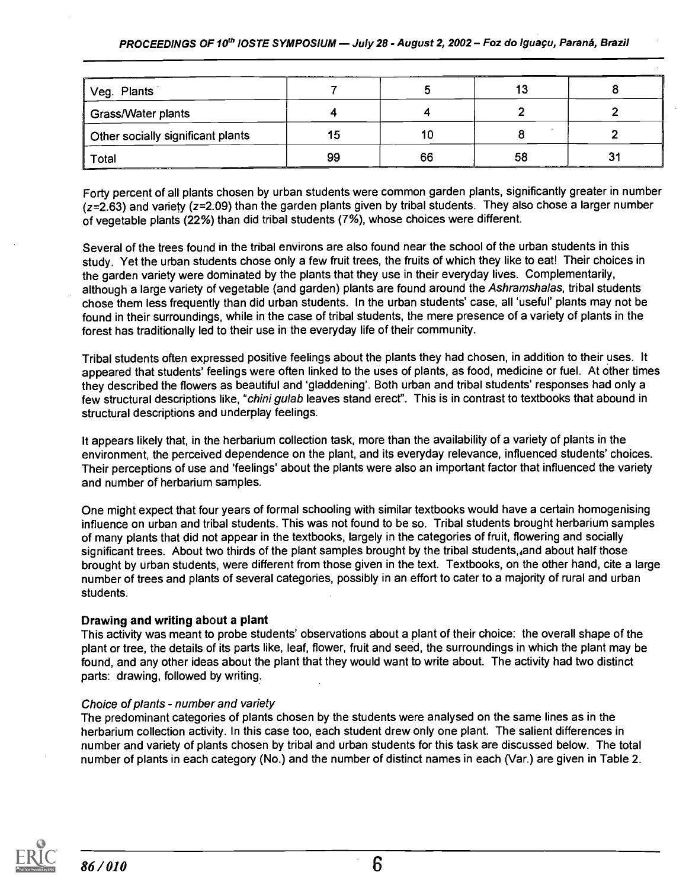| Veg. Plants | 7 | 5 | 13 | 8 |
|---|---|---|---|---|
| Grass/Water plants | 4 | 4 | 2 | 2 |
| Other socially significant plants | 15 | 10 | 8 | 2 |
| Total | 99 | 66 | 58 | 31 |

Forty percent of all plants chosen by urban students were common garden plants, significantly greater in number ($z$=2.63) and variety ($z$=2.09) than the garden plants given by tribal students. They also chose a larger number of vegetable plants (22%) than did tribal students (7%), whose choices were different.

Several of the trees found in the tribal environs are also found near the school of the urban students in this study. Yet the urban students chose only a few fruit trees, the fruits of which they like to eat! Their choices in the garden variety were dominated by the plants that they use in their everyday lives. Complementarily, although a large variety of vegetable (and garden) plants are found around the *Ashramshalas*, tribal students chose them less frequently than did urban students. In the urban students' case, all 'useful' plants may not be found in their surroundings, while in the case of tribal students, the mere presence of a variety of plants in the forest has traditionally led to their use in the everyday life of their community.

Tribal students often expressed positive feelings about the plants they had chosen, in addition to their uses. It appeared that students' feelings were often linked to the uses of plants, as food, medicine or fuel. At other times they described the flowers as beautiful and 'gladdening'. Both urban and tribal students' responses had only a few structural descriptions like, "*chini gulab* leaves stand erect". This is in contrast to textbooks that abound in structural descriptions and underplay feelings.

It appears likely that, in the herbarium collection task, more than the availability of a variety of plants in the environment, the perceived dependence on the plant, and its everyday relevance, influenced students' choices. Their perceptions of use and 'feelings' about the plants were also an important factor that influenced the variety and number of herbarium samples.

One might expect that four years of formal schooling with similar textbooks would have a certain homogenising influence on urban and tribal students. This was not found to be so. Tribal students brought herbarium samples of many plants that did not appear in the textbooks, largely in the categories of fruit, flowering and socially significant trees. About two thirds of the plant samples brought by the tribal students, and about half those brought by urban students, were different from those given in the text. Textbooks, on the other hand, cite a large number of trees and plants of several categories, possibly in an effort to cater to a majority of rural and urban students.

### Drawing and writing about a plant

This activity was meant to probe students' observations about a plant of their choice: the overall shape of the plant or tree, the details of its parts like, leaf, flower, fruit and seed, the surroundings in which the plant may be found, and any other ideas about the plant that they would want to write about. The activity had two distinct parts: drawing, followed by writing.

#### *Choice of plants - number and variety*

The predominant categories of plants chosen by the students were analysed on the same lines as in the herbarium collection activity. In this case too, each student drew only one plant. The salient differences in number and variety of plants chosen by tribal and urban students for this task are discussed below. The total number of plants in each category (No.) and the number of distinct names in each (Var.) are given in Table 2.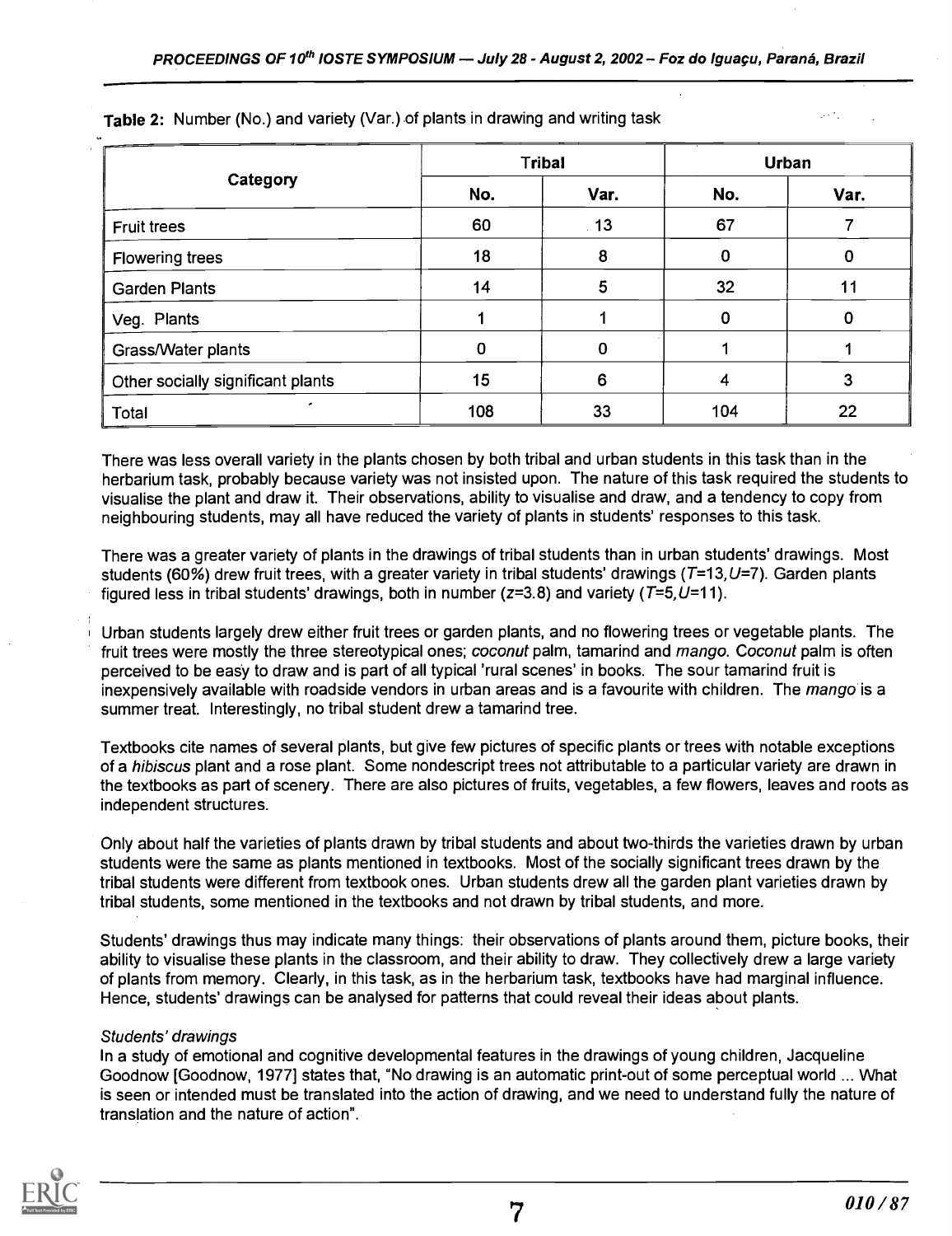**Table 2:** Number (No.) and variety (Var.) of plants in drawing and writing task

| Category | Tribal | | Urban | |
|---|---|---|---|---|
| | No. | Var. | No. | Var. |
| Fruit trees | 60 | 13 | 67 | 7 |
| Flowering trees | 18 | 8 | 0 | 0 |
| Garden Plants | 14 | 5 | 32 | 11 |
| Veg. Plants | 1 | 1 | 0 | 0 |
| Grass/Water plants | 0 | 0 | 1 | 1 |
| Other socially significant plants | 15 | 6 | 4 | 3 |
| Total | 108 | 33 | 104 | 22 |

There was less overall variety in the plants chosen by both tribal and urban students in this task than in the herbarium task, probably because variety was not insisted upon. The nature of this task required the students to visualise the plant and draw it. Their observations, ability to visualise and draw, and a tendency to copy from neighbouring students, may all have reduced the variety of plants in students' responses to this task.

There was a greater variety of plants in the drawings of tribal students than in urban students' drawings. Most students (60%) drew fruit trees, with a greater variety in tribal students' drawings ($T=13, U=7$). Garden plants figured less in tribal students' drawings, both in number ($z=3.8$) and variety ($T=5, U=11$).

Urban students largely drew either fruit trees or garden plants, and no flowering trees or vegetable plants. The fruit trees were mostly the three stereotypical ones; *coconut* palm, tamarind and *mango*. *Coconut* palm is often perceived to be easy to draw and is part of all typical 'rural scenes' in books. The sour tamarind fruit is inexpensively available with roadside vendors in urban areas and is a favourite with children. The *mango* is a summer treat. Interestingly, no tribal student drew a tamarind tree.

Textbooks cite names of several plants, but give few pictures of specific plants or trees with notable exceptions of a *hibiscus* plant and a rose plant. Some nondescript trees not attributable to a particular variety are drawn in the textbooks as part of scenery. There are also pictures of fruits, vegetables, a few flowers, leaves and roots as independent structures.

Only about half the varieties of plants drawn by tribal students and about two-thirds the varieties drawn by urban students were the same as plants mentioned in textbooks. Most of the socially significant trees drawn by the tribal students were different from textbook ones. Urban students drew all the garden plant varieties drawn by tribal students, some mentioned in the textbooks and not drawn by tribal students, and more.

Students' drawings thus may indicate many things: their observations of plants around them, picture books, their ability to visualise these plants in the classroom, and their ability to draw. They collectively drew a large variety of plants from memory. Clearly, in this task, as in the herbarium task, textbooks have had marginal influence. Hence, students' drawings can be analysed for patterns that could reveal their ideas about plants.

*Students' drawings*

In a study of emotional and cognitive developmental features in the drawings of young children, Jacqueline Goodnow [Goodnow, 1977] states that, "No drawing is an automatic print-out of some perceptual world ... What is seen or intended must be translated into the action of drawing, and we need to understand fully the nature of translation and the nature of action".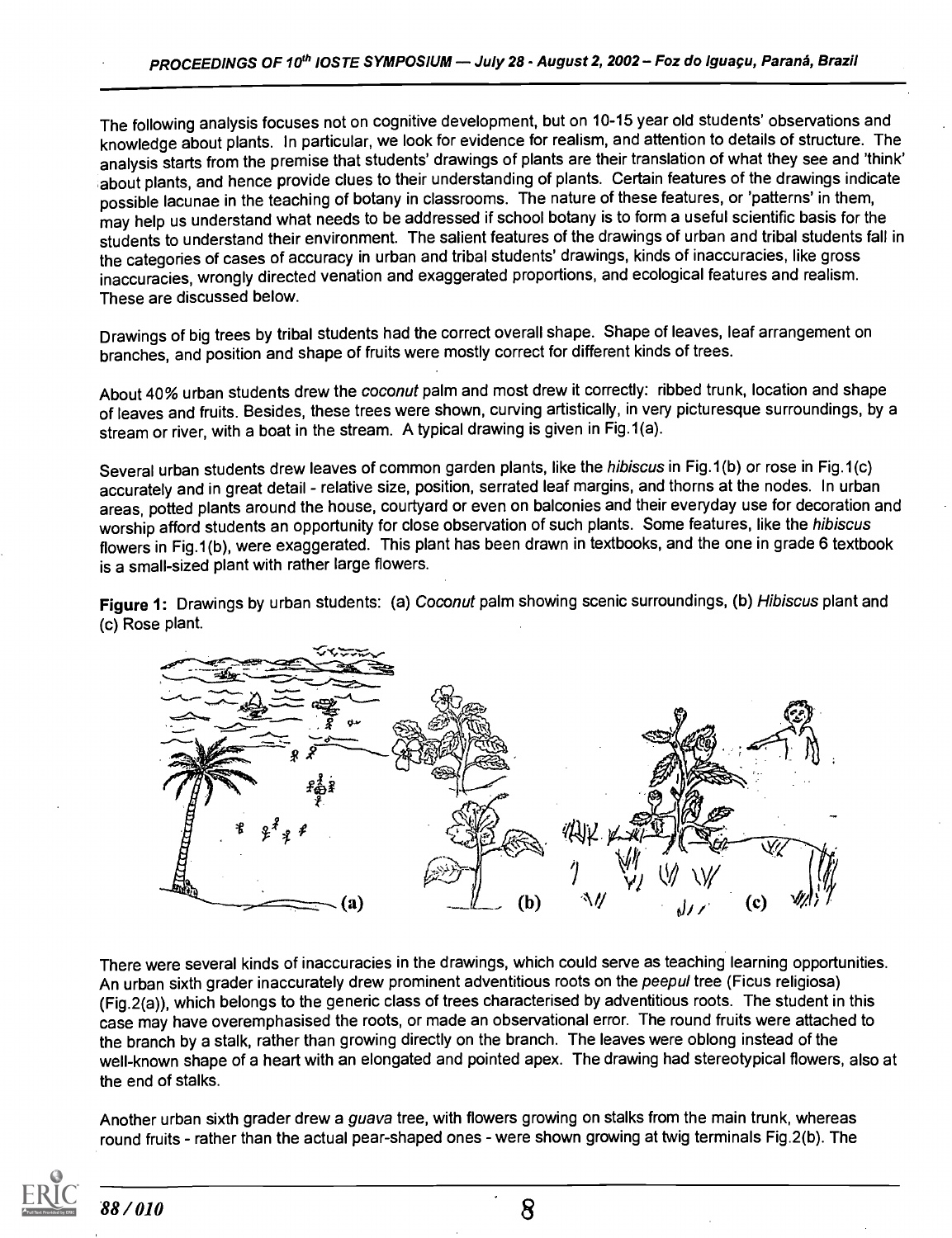The following analysis focuses not on cognitive development, but on 10-15 year old students' observations and knowledge about plants. In particular, we look for evidence for realism, and attention to details of structure. The analysis starts from the premise that students' drawings of plants are their translation of what they see and 'think' about plants, and hence provide clues to their understanding of plants. Certain features of the drawings indicate possible lacunae in the teaching of botany in classrooms. The nature of these features, or 'patterns' in them, may help us understand what needs to be addressed if school botany is to form a useful scientific basis for the students to understand their environment. The salient features of the drawings of urban and tribal students fall in the categories of cases of accuracy in urban and tribal students' drawings, kinds of inaccuracies, like gross inaccuracies, wrongly directed venation and exaggerated proportions, and ecological features and realism. These are discussed below.

Drawings of big trees by tribal students had the correct overall shape. Shape of leaves, leaf arrangement on branches, and position and shape of fruits were mostly correct for different kinds of trees.

About 40% urban students drew the *coconut* palm and most drew it correctly: ribbed trunk, location and shape of leaves and fruits. Besides, these trees were shown, curving artistically, in very picturesque surroundings, by a stream or river, with a boat in the stream. A typical drawing is given in Fig.1(a).

Several urban students drew leaves of common garden plants, like the *hibiscus* in Fig.1(b) or rose in Fig.1(c) accurately and in great detail - relative size, position, serrated leaf margins, and thorns at the nodes. In urban areas, potted plants around the house, courtyard or even on balconies and their everyday use for decoration and worship afford students an opportunity for close observation of such plants. Some features, like the *hibiscus* flowers in Fig.1(b), were exaggerated. This plant has been drawn in textbooks, and the one in grade 6 textbook is a small-sized plant with rather large flowers.

**Figure 1:** Drawings by urban students: (a) *Coconut* palm showing scenic surroundings, (b) *Hibiscus* plant and (c) Rose plant.

There were several kinds of inaccuracies in the drawings, which could serve as teaching learning opportunities. An urban sixth grader inaccurately drew prominent adventitious roots on the *peepul* tree (Ficus religiosa) (Fig.2(a)), which belongs to the generic class of trees characterised by adventitious roots. The student in this case may have overemphasised the roots, or made an observational error. The round fruits were attached to the branch by a stalk, rather than growing directly on the branch. The leaves were oblong instead of the well-known shape of a heart with an elongated and pointed apex. The drawing had stereotypical flowers, also at the end of stalks.

Another urban sixth grader drew a *guava* tree, with flowers growing on stalks from the main trunk, whereas round fruits - rather than the actual pear-shaped ones - were shown growing at twig terminals Fig.2(b). The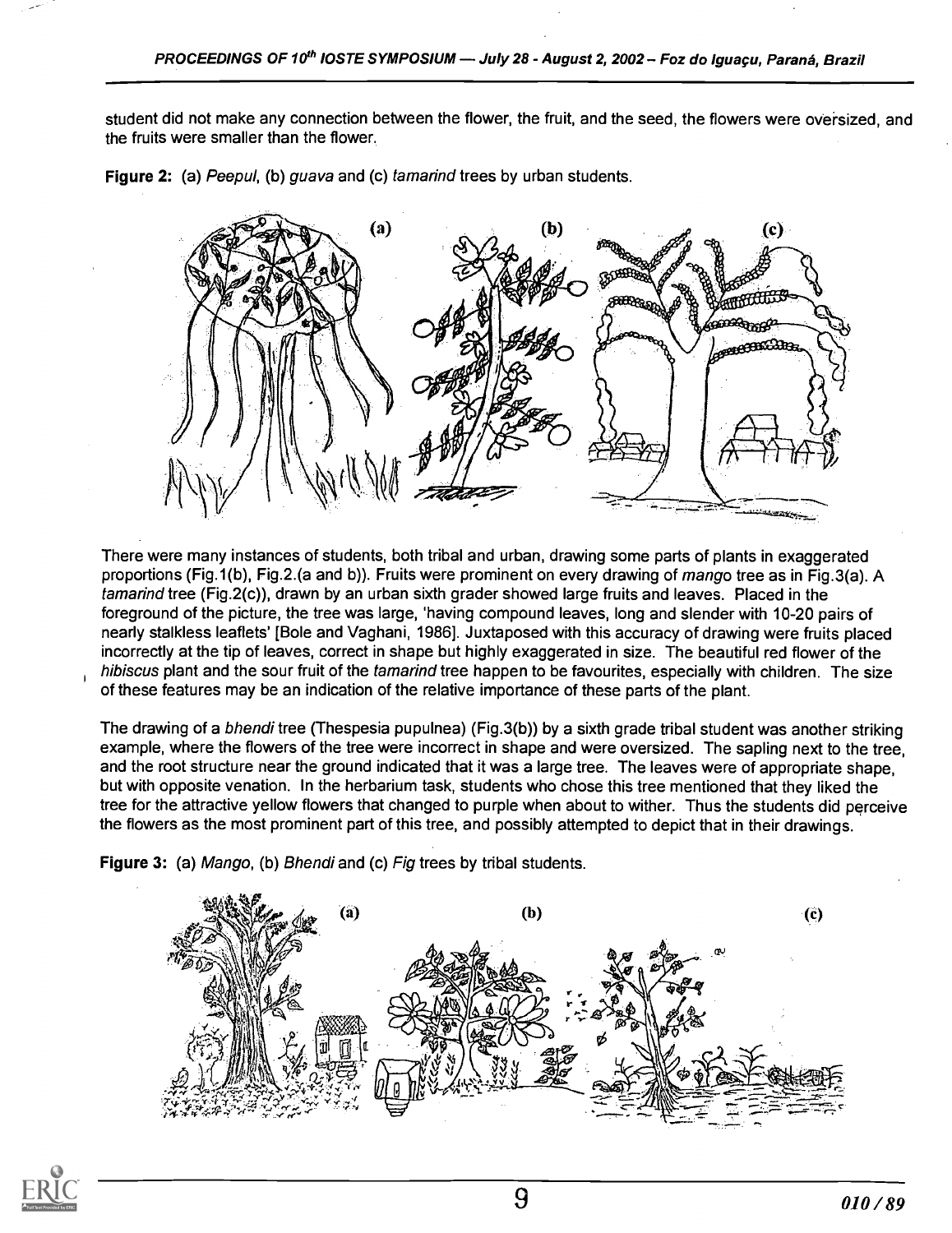student did not make any connection between the flower, the fruit, and the seed, the flowers were oversized, and the fruits were smaller than the flower.

**Figure 2:** (a) *Peepul*, (b) *guava* and (c) *tamarind* trees by urban students.

There were many instances of students, both tribal and urban, drawing some parts of plants in exaggerated proportions (Fig.1(b), Fig.2.(a and b)). Fruits were prominent on every drawing of *mango* tree as in Fig.3(a). A *tamarind* tree (Fig.2(c)), drawn by an urban sixth grader showed large fruits and leaves. Placed in the foreground of the picture, the tree was large, 'having compound leaves, long and slender with 10-20 pairs of nearly stalkless leaflets' [Bole and Vaghani, 1986]. Juxtaposed with this accuracy of drawing were fruits placed incorrectly at the tip of leaves, correct in shape but highly exaggerated in size. The beautiful red flower of the *hibiscus* plant and the sour fruit of the *tamarind* tree happen to be favourites, especially with children. The size of these features may be an indication of the relative importance of these parts of the plant.

The drawing of a *bhendi* tree (Thespesia pupulnea) (Fig.3(b)) by a sixth grade tribal student was another striking example, where the flowers of the tree were incorrect in shape and were oversized. The sapling next to the tree, and the root structure near the ground indicated that it was a large tree. The leaves were of appropriate shape, but with opposite venation. In the herbarium task, students who chose this tree mentioned that they liked the tree for the attractive yellow flowers that changed to purple when about to wither. Thus the students did perceive the flowers as the most prominent part of this tree, and possibly attempted to depict that in their drawings.

**Figure 3:** (a) *Mango*, (b) *Bhendi* and (c) *Fig* trees by tribal students.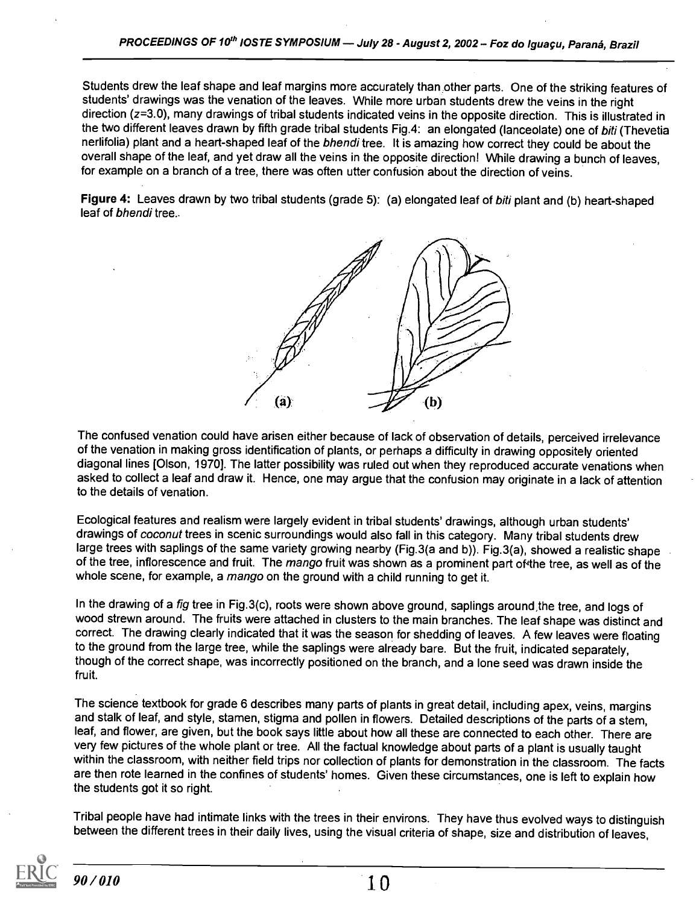Students drew the leaf shape and leaf margins more accurately than other parts. One of the striking features of students' drawings was the venation of the leaves. While more urban students drew the veins in the right direction ($z$=3.0), many drawings of tribal students indicated veins in the opposite direction. This is illustrated in the two different leaves drawn by fifth grade tribal students Fig.4: an elongated (lanceolate) one of *biti* (Thevetia nerlifolia) plant and a heart-shaped leaf of the *bhendi* tree. It is amazing how correct they could be about the overall shape of the leaf, and yet draw all the veins in the opposite direction! While drawing a bunch of leaves, for example on a branch of a tree, there was often utter confusion about the direction of veins.

**Figure 4:** Leaves drawn by two tribal students (grade 5): (a) elongated leaf of *biti* plant and (b) heart-shaped leaf of *bhendi* tree..

The confused venation could have arisen either because of lack of observation of details, perceived irrelevance of the venation in making gross identification of plants, or perhaps a difficulty in drawing oppositely oriented diagonal lines [Olson, 1970]. The latter possibility was ruled out when they reproduced accurate venations when asked to collect a leaf and draw it. Hence, one may argue that the confusion may originate in a lack of attention to the details of venation.

Ecological features and realism were largely evident in tribal students' drawings, although urban students' drawings of *coconut* trees in scenic surroundings would also fall in this category. Many tribal students drew large trees with saplings of the same variety growing nearby (Fig.3(a and b)). Fig.3(a), showed a realistic shape of the tree, inflorescence and fruit. The *mango* fruit was shown as a prominent part of the tree, as well as of the whole scene, for example, a *mango* on the ground with a child running to get it.

In the drawing of a *fig* tree in Fig.3(c), roots were shown above ground, saplings around the tree, and logs of wood strewn around. The fruits were attached in clusters to the main branches. The leaf shape was distinct and correct. The drawing clearly indicated that it was the season for shedding of leaves. A few leaves were floating to the ground from the large tree, while the saplings were already bare. But the fruit, indicated separately, though of the correct shape, was incorrectly positioned on the branch, and a lone seed was drawn inside the fruit.

The science textbook for grade 6 describes many parts of plants in great detail, including apex, veins, margins and stalk of leaf, and style, stamen, stigma and pollen in flowers. Detailed descriptions of the parts of a stem, leaf, and flower, are given, but the book says little about how all these are connected to each other. There are very few pictures of the whole plant or tree. All the factual knowledge about parts of a plant is usually taught within the classroom, with neither field trips nor collection of plants for demonstration in the classroom. The facts are then rote learned in the confines of students' homes. Given these circumstances, one is left to explain how the students got it so right.

Tribal people have had intimate links with the trees in their environs. They have thus evolved ways to distinguish between the different trees in their daily lives, using the visual criteria of shape, size and distribution of leaves,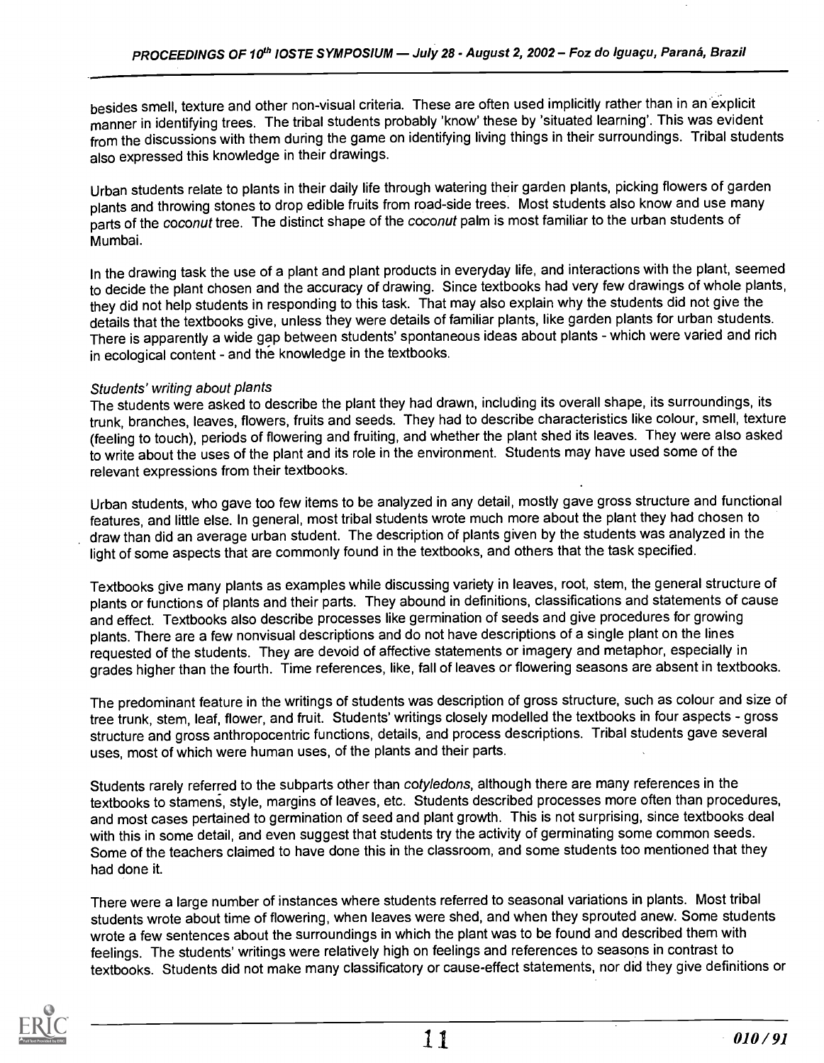besides smell, texture and other non-visual criteria. These are often used implicitly rather than in an explicit manner in identifying trees. The tribal students probably 'know' these by 'situated learning'. This was evident from the discussions with them during the game on identifying living things in their surroundings. Tribal students also expressed this knowledge in their drawings.

Urban students relate to plants in their daily life through watering their garden plants, picking flowers of garden plants and throwing stones to drop edible fruits from road-side trees. Most students also know and use many parts of the *coconut* tree. The distinct shape of the *coconut* palm is most familiar to the urban students of Mumbai.

In the drawing task the use of a plant and plant products in everyday life, and interactions with the plant, seemed to decide the plant chosen and the accuracy of drawing. Since textbooks had very few drawings of whole plants, they did not help students in responding to this task. That may also explain why the students did not give the details that the textbooks give, unless they were details of familiar plants, like garden plants for urban students. There is apparently a wide gap between students' spontaneous ideas about plants - which were varied and rich in ecological content - and the knowledge in the textbooks.

*Students' writing about plants*

The students were asked to describe the plant they had drawn, including its overall shape, its surroundings, its trunk, branches, leaves, flowers, fruits and seeds. They had to describe characteristics like colour, smell, texture (feeling to touch), periods of flowering and fruiting, and whether the plant shed its leaves. They were also asked to write about the uses of the plant and its role in the environment. Students may have used some of the relevant expressions from their textbooks.

Urban students, who gave too few items to be analyzed in any detail, mostly gave gross structure and functional features, and little else. In general, most tribal students wrote much more about the plant they had chosen to draw than did an average urban student. The description of plants given by the students was analyzed in the light of some aspects that are commonly found in the textbooks, and others that the task specified.

Textbooks give many plants as examples while discussing variety in leaves, root, stem, the general structure of plants or functions of plants and their parts. They abound in definitions, classifications and statements of cause and effect. Textbooks also describe processes like germination of seeds and give procedures for growing plants. There are a few nonvisual descriptions and do not have descriptions of a single plant on the lines requested of the students. They are devoid of affective statements or imagery and metaphor, especially in grades higher than the fourth. Time references, like, fall of leaves or flowering seasons are absent in textbooks.

The predominant feature in the writings of students was description of gross structure, such as colour and size of tree trunk, stem, leaf, flower, and fruit. Students' writings closely modelled the textbooks in four aspects - gross structure and gross anthropocentric functions, details, and process descriptions. Tribal students gave several uses, most of which were human uses, of the plants and their parts.

Students rarely referred to the subparts other than *cotyledons*, although there are many references in the textbooks to stamens, style, margins of leaves, etc. Students described processes more often than procedures, and most cases pertained to germination of seed and plant growth. This is not surprising, since textbooks deal with this in some detail, and even suggest that students try the activity of germinating some common seeds. Some of the teachers claimed to have done this in the classroom, and some students too mentioned that they had done it.

There were a large number of instances where students referred to seasonal variations in plants. Most tribal students wrote about time of flowering, when leaves were shed, and when they sprouted anew. Some students wrote a few sentences about the surroundings in which the plant was to be found and described them with feelings. The students' writings were relatively high on feelings and references to seasons in contrast to textbooks. Students did not make many classificatory or cause-effect statements, nor did they give definitions or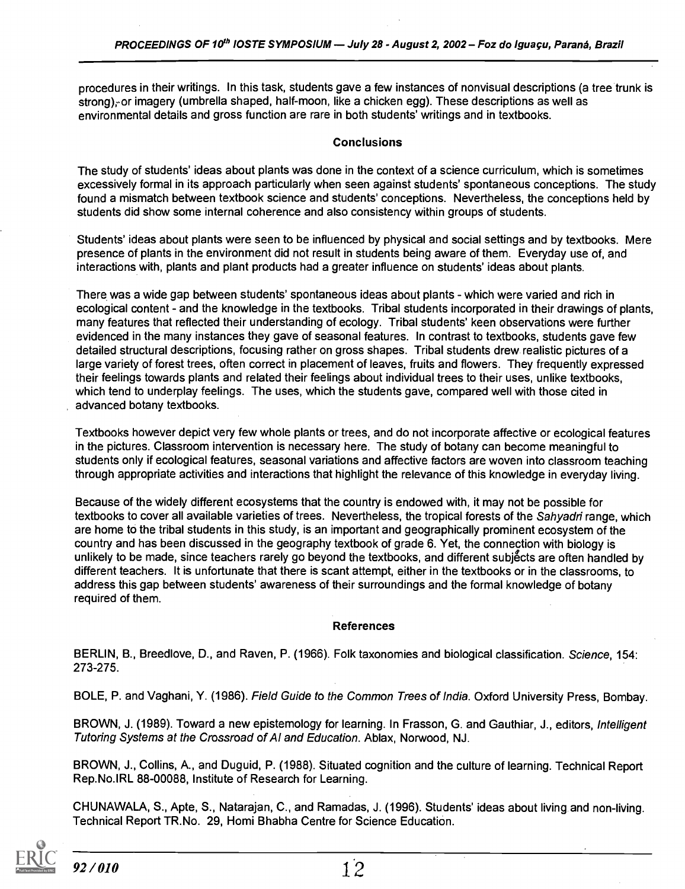procedures in their writings. In this task, students gave a few instances of nonvisual descriptions (a tree trunk is strong), or imagery (umbrella shaped, half-moon, like a chicken egg). These descriptions as well as environmental details and gross function are rare in both students' writings and in textbooks.

## Conclusions

The study of students' ideas about plants was done in the context of a science curriculum, which is sometimes excessively formal in its approach particularly when seen against students' spontaneous conceptions. The study found a mismatch between textbook science and students' conceptions. Nevertheless, the conceptions held by students did show some internal coherence and also consistency within groups of students.

Students' ideas about plants were seen to be influenced by physical and social settings and by textbooks. Mere presence of plants in the environment did not result in students being aware of them. Everyday use of, and interactions with, plants and plant products had a greater influence on students' ideas about plants.

There was a wide gap between students' spontaneous ideas about plants - which were varied and rich in ecological content - and the knowledge in the textbooks. Tribal students incorporated in their drawings of plants, many features that reflected their understanding of ecology. Tribal students' keen observations were further evidenced in the many instances they gave of seasonal features. In contrast to textbooks, students gave few detailed structural descriptions, focusing rather on gross shapes. Tribal students drew realistic pictures of a large variety of forest trees, often correct in placement of leaves, fruits and flowers. They frequently expressed their feelings towards plants and related their feelings about individual trees to their uses, unlike textbooks, which tend to underplay feelings. The uses, which the students gave, compared well with those cited in advanced botany textbooks.

Textbooks however depict very few whole plants or trees, and do not incorporate affective or ecological features in the pictures. Classroom intervention is necessary here. The study of botany can become meaningful to students only if ecological features, seasonal variations and affective factors are woven into classroom teaching through appropriate activities and interactions that highlight the relevance of this knowledge in everyday living.

Because of the widely different ecosystems that the country is endowed with, it may not be possible for textbooks to cover all available varieties of trees. Nevertheless, the tropical forests of the *Sahyadri* range, which are home to the tribal students in this study, is an important and geographically prominent ecosystem of the country and has been discussed in the geography textbook of grade 6. Yet, the connection with biology is unlikely to be made, since teachers rarely go beyond the textbooks, and different subjects are often handled by different teachers. It is unfortunate that there is scant attempt, either in the textbooks or in the classrooms, to address this gap between students' awareness of their surroundings and the formal knowledge of botany required of them.

## References

BERLIN, B., Breedlove, D., and Raven, P. (1966). Folk taxonomies and biological classification. *Science*, 154: 273-275.

BOLE, P. and Vaghani, Y. (1986). *Field Guide to the Common Trees of India*. Oxford University Press, Bombay.

BROWN, J. (1989). Toward a new epistemology for learning. In Frasson, G. and Gauthiar, J., editors, *Intelligent Tutoring Systems at the Crossroad of AI and Education*. Ablax, Norwood, NJ.

BROWN, J., Collins, A., and Duguid, P. (1988). Situated cognition and the culture of learning. Technical Report Rep.No.IRL 88-00088, Institute of Research for Learning.

CHUNAWALA, S., Apte, S., Natarajan, C., and Ramadas, J. (1996). Students' ideas about living and non-living. Technical Report TR.No. 29, Homi Bhabha Centre for Science Education.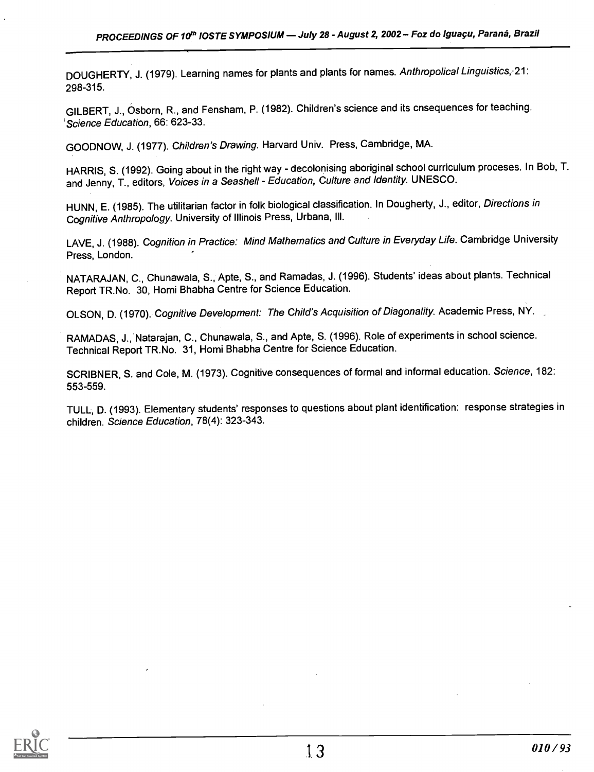DOUGHERTY, J. (1979). Learning names for plants and plants for names. *Anthropolical Linguistics*, 21: 298-315.

GILBERT, J., Osborn, R., and Fensham, P. (1982). Children's science and its cnsequences for teaching. *Science Education*, 66: 623-33.

GOODNOW, J. (1977). *Children's Drawing*. Harvard Univ. Press, Cambridge, MA.

HARRIS, S. (1992). Going about in the right way - decolonising aboriginal school curriculum proceses. In Bob, T. and Jenny, T., editors, *Voices in a Seashell - Education, Culture and Identity*. UNESCO.

HUNN, E. (1985). The utilitarian factor in folk biological classification. In Dougherty, J., editor, *Directions in Cognitive Anthropology*. University of Illinois Press, Urbana, Ill.

LAVE, J. (1988). *Cognition in Practice: Mind Mathematics and Culture in Everyday Life*. Cambridge University Press, London.

NATARAJAN, C., Chunawala, S., Apte, S., and Ramadas, J. (1996). Students' ideas about plants. Technical Report TR.No. 30, Homi Bhabha Centre for Science Education.

OLSON, D. (1970). *Cognitive Development: The Child's Acquisition of Diagonality*. Academic Press, NY.

RAMADAS, J., Natarajan, C., Chunawala, S., and Apte, S. (1996). Role of experiments in school science. Technical Report TR.No. 31, Homi Bhabha Centre for Science Education.

SCRIBNER, S. and Cole, M. (1973). Cognitive consequences of formal and informal education. *Science*, 182: 553-559.

TULL, D. (1993). Elementary students' responses to questions about plant identification: response strategies in children. *Science Education*, 78(4): 323-343.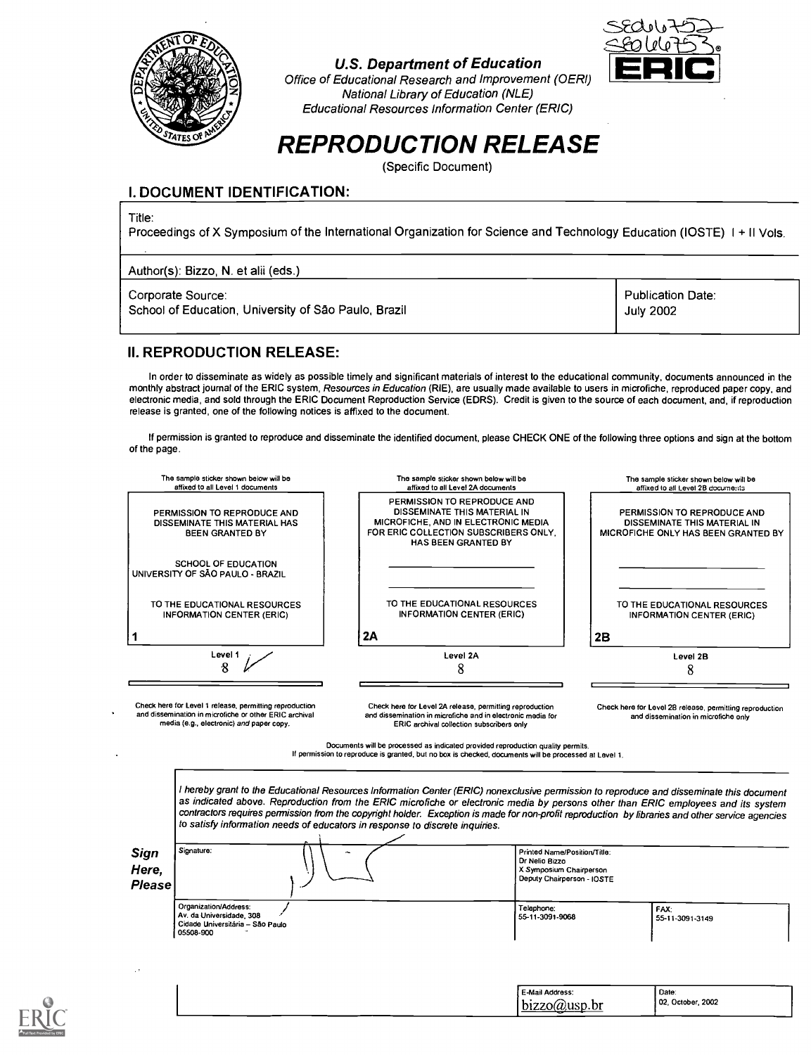SE066752
SE066753

**U.S. Department of Education**
*Office of Educational Research and Improvement (OERI)*
*National Library of Education (NLE)*
*Educational Resources Information Center (ERIC)*

ERIC

# REPRODUCTION RELEASE

(Specific Document)

## I. DOCUMENT IDENTIFICATION:

Title:
Proceedings of X Symposium of the International Organization for Science and Technology Education (IOSTE) I + II Vols.

Author(s): Bizzo, N. et alii (eds.)

| Corporate Source: | Publication Date: |
|---|---|
| School of Education, University of São Paulo, Brazil | July 2002 |

## II. REPRODUCTION RELEASE:

In order to disseminate as widely as possible timely and significant materials of interest to the educational community, documents announced in the monthly abstract journal of the ERIC system, *Resources in Education* (RIE), are usually made available to users in microfiche, reproduced paper copy, and electronic media, and sold through the ERIC Document Reproduction Service (EDRS). Credit is given to the source of each document, and, if reproduction release is granted, one of the following notices is affixed to the document.

If permission is granted to reproduce and disseminate the identified document, please CHECK ONE of the following three options and sign at the bottom of the page.

| The sample sticker shown below will be affixed to all Level 1 documents | The sample sticker shown below will be affixed to all Level 2A documents | The sample sticker shown below will be affixed to all Level 2B documents |
|---|---|---|
| PERMISSION TO REPRODUCE AND DISSEMINATE THIS MATERIAL HAS BEEN GRANTED BY SCHOOL OF EDUCATION UNIVERSITY OF SÃO PAULO - BRAZIL TO THE EDUCATIONAL RESOURCES INFORMATION CENTER (ERIC) | PERMISSION TO REPRODUCE AND DISSEMINATE THIS MATERIAL IN MICROFICHE, AND IN ELECTRONIC MEDIA FOR ERIC COLLECTION SUBSCRIBERS ONLY, HAS BEEN GRANTED BY TO THE EDUCATIONAL RESOURCES INFORMATION CENTER (ERIC) | PERMISSION TO REPRODUCE AND DISSEMINATE THIS MATERIAL IN MICROFICHE ONLY HAS BEEN GRANTED BY TO THE EDUCATIONAL RESOURCES INFORMATION CENTER (ERIC) |
| 1 | 2A | 2B |
| Level 1 ✓ | Level 2A | Level 2B |
| Check here for Level 1 release, permitting reproduction and dissemination in microfiche or other ERIC archival media (e.g., electronic) *and* paper copy. | Check here for Level 2A release, permitting reproduction and dissemination in microfiche and in electronic media for ERIC archival collection subscribers only | Check here for Level 2B release, permitting reproduction and dissemination in microfiche only |

Documents will be processed as indicated provided reproduction quality permits.
If permission to reproduce is granted, but no box is checked, documents will be processed at Level 1.

*I hereby grant to the Educational Resources Information Center (ERIC) nonexclusive permission to reproduce and disseminate this document as indicated above. Reproduction from the ERIC microfiche or electronic media by persons other than ERIC employees and its system contractors requires permission from the copyright holder. Exception is made for non-profit reproduction by libraries and other service agencies to satisfy information needs of educators in response to discrete inquiries.*

**Sign Here, Please**

| Signature: | Printed Name/Position/Title: Dr Nelio Bizzo X Symposium Chairperson Deputy Chairperson - IOSTE | |
|---|---|---|
| Organization/Address: Av. da Universidade, 308 Cidade Universitária – São Paulo 05508-900 | Telephone: 55-11-3091-9068 | FAX: 55-11-3091-3149 |
| | E-Mail Address: bizzo@usp.br | Date: 02, October, 2002 |